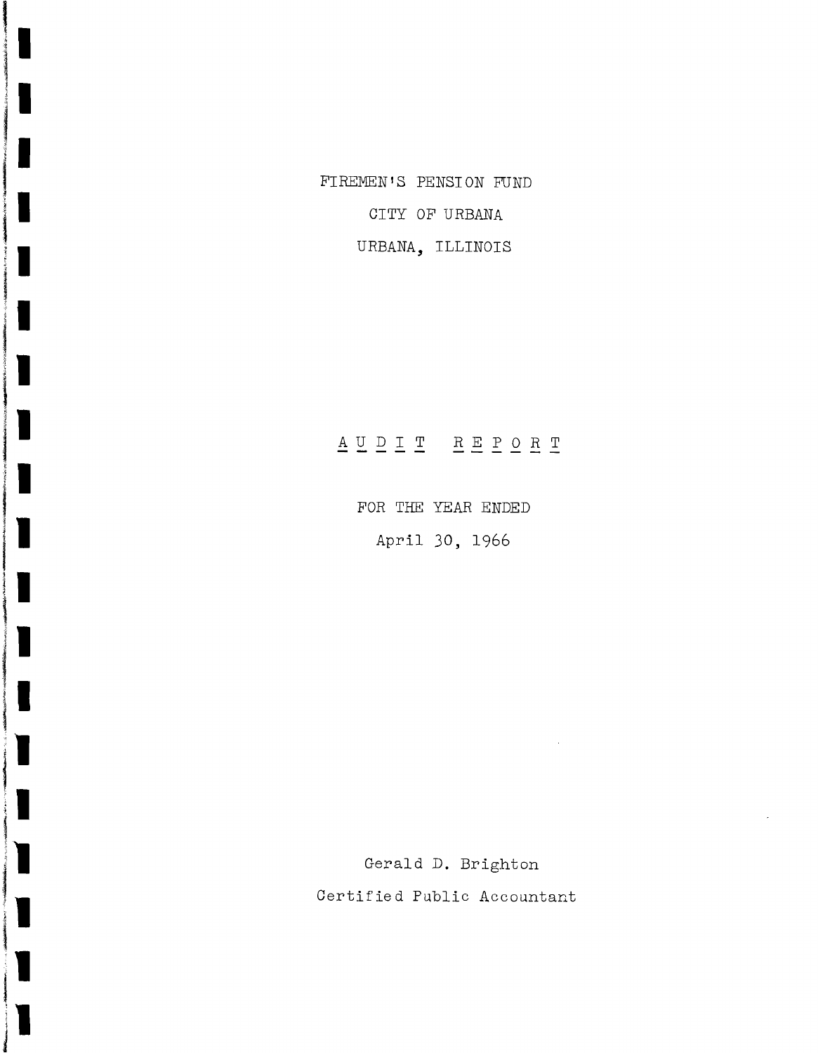FIREMEN'S PENSION FUND

CITY OF URBANA

URBANA, ILLINOIS

# AUDIT REPORT

FOR THE YEAR ENDED

April 30, 1966

Gerald D. Brighton

Certified Public Accountant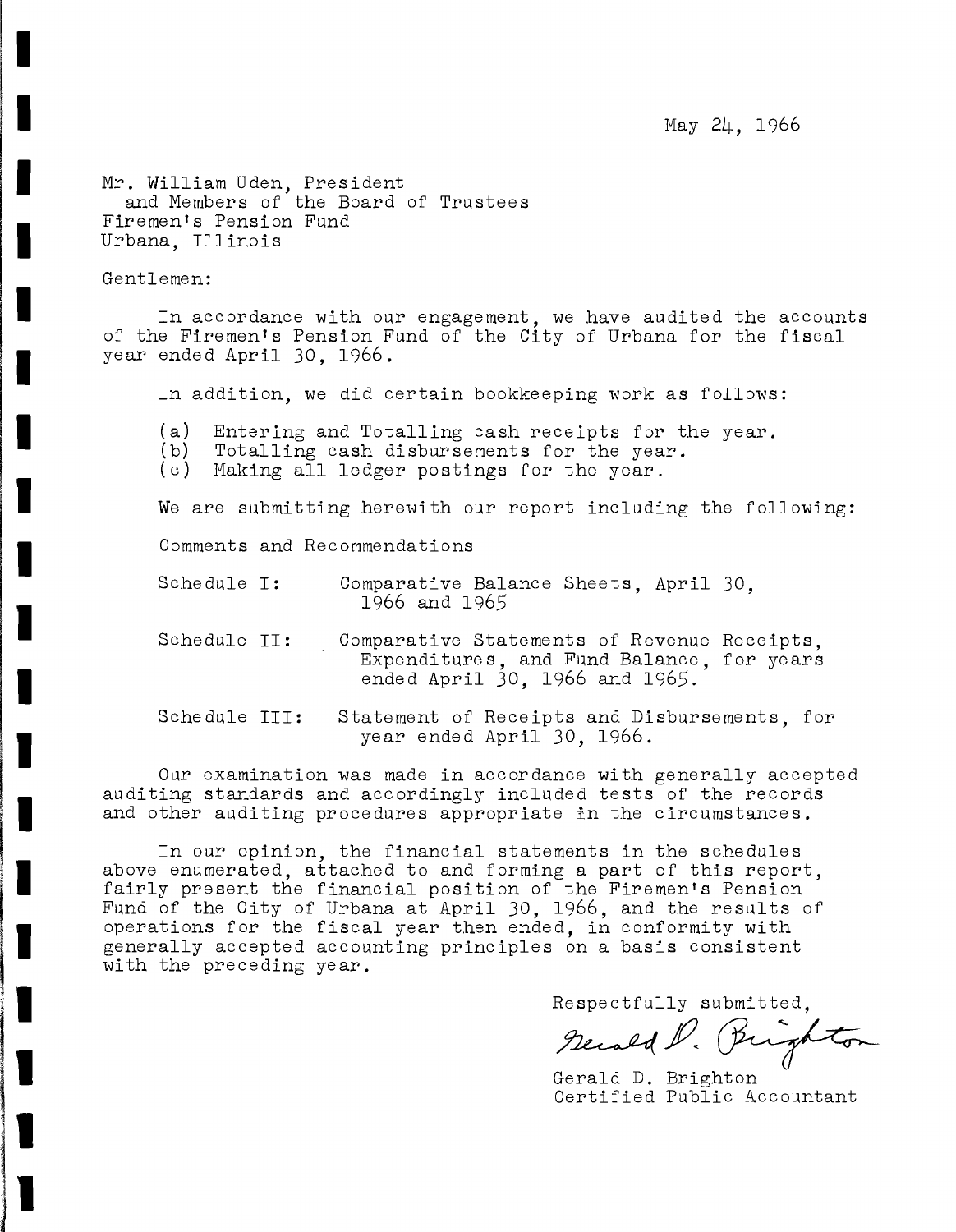May 24, 1966

Mr. William Uden, President
and Members of the Board of Trustees
Firemen's Pension Fund
Urbana, Illinois

Gentlemen:

In accordance with our engagement, we have audited the accounts of the Firemen's Pension Fund of the City of Urbana for the fiscal year ended April 30, 1966.

In addition, we did certain bookkeeping work as follows:

(a) Entering and Totalling cash receipts for the year.
(b) Totalling cash disbursements for the year.
(c) Making all ledger postings for the year.

We are submitting herewith our report including the following:

Comments and Recommendations

Schedule I: Comparative Balance Sheets, April 30, 1966 and 1965

Schedule II: Comparative Statements of Revenue Receipts, Expenditures, and Fund Balance, for years ended April 30, 1966 and 1965.

Schedule III: Statement of Receipts and Disbursements, for year ended April 30, 1966.

Our examination was made in accordance with generally accepted auditing standards and accordingly included tests of the records and other auditing procedures appropriate in the circumstances.

In our opinion, the financial statements in the schedules above enumerated, attached to and forming a part of this report, fairly present the financial position of the Firemen's Pension Fund of the City of Urbana at April 30, 1966, and the results of operations for the fiscal year then ended, in conformity with generally accepted accounting principles on a basis consistent with the preceding year.

Respectfully submitted,

Gerald D. Brighton

Gerald D. Brighton
Certified Public Accountant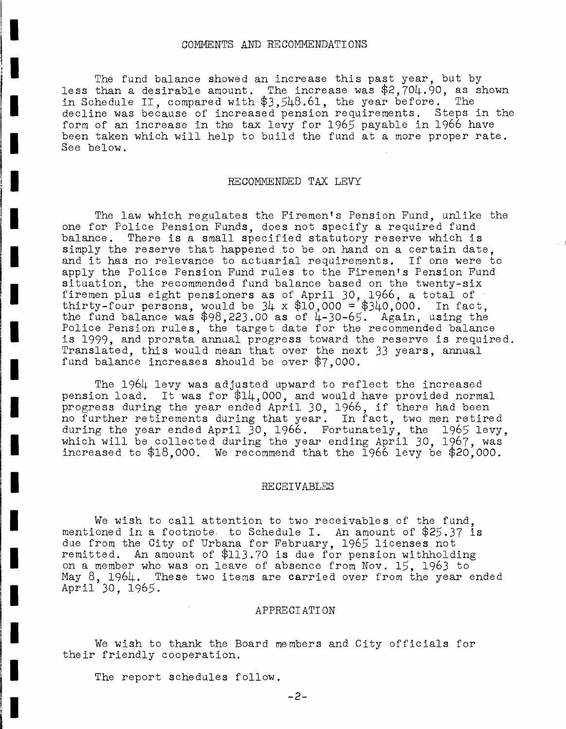## COMMENTS AND RECOMMENDATIONS

The fund balance showed an increase this past year, but by less than a desirable amount. The increase was $2,704.90, as shown in Schedule II, compared with $3,548.61, the year before. The decline was because of increased pension requirements. Steps in the form of an increase in the tax levy for 1965 payable in 1966 have been taken which will help to build the fund at a more proper rate. See below.

## RECOMMENDED TAX LEVY

The law which regulates the Firemen's Pension Fund, unlike the one for Police Pension Funds, does not specify a required fund balance. There is a small specified statutory reserve which is simply the reserve that happened to be on hand on a certain date, and it has no relevance to actuarial requirements. If one were to apply the Police Pension Fund rules to the Firemen's Pension Fund situation, the recommended fund balance based on the twenty-six firemen plus eight pensioners as of April 30, 1966, a total of thirty-four persons, would be 34 x $10,000 = $340,000. In fact, the fund balance was $98,223.00 as of 4-30-65. Again, using the Police Pension rules, the target date for the recommended balance is 1999, and prorata annual progress toward the reserve is required. Translated, this would mean that over the next 33 years, annual fund balance increases should be over $7,000.

The 1964 levy was adjusted upward to reflect the increased pension load. It was for $14,000, and would have provided normal progress during the year ended April 30, 1966, if there had been no further retirements during that year. In fact, two men retired during the year ended April 30, 1966. Fortunately, the 1965 levy, which will be collected during the year ending April 30, 1967, was increased to $18,000. We recommend that the 1966 levy be $20,000.

## RECEIVABLES

We wish to call attention to two receivables of the fund, mentioned in a footnote to Schedule I. An amount of $25.37 is due from the City of Urbana for February, 1965 licenses not remitted. An amount of $113.70 is due for pension withholding on a member who was on leave of absence from Nov. 15, 1963 to May 8, 1964. These two items are carried over from the year ended April 30, 1965.

## APPRECIATION

We wish to thank the Board members and City officials for their friendly cooperation.

The report schedules follow.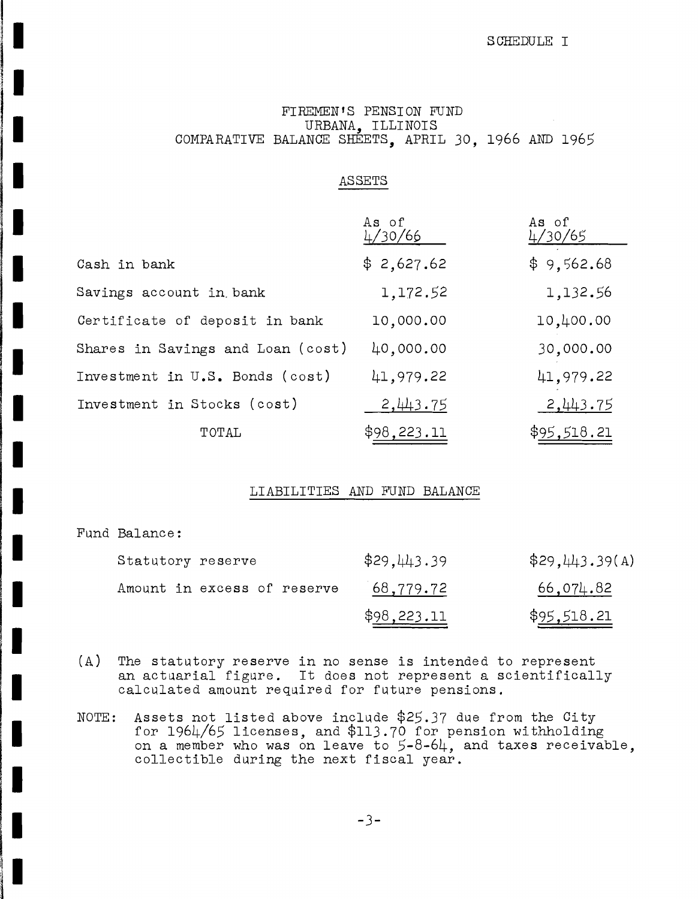SCHEDULE I

# FIREMEN'S PENSION FUND
## URBANA, ILLINOIS
## COMPARATIVE BALANCE SHEETS, APRIL 30, 1966 AND 1965

### ASSETS

| | As of 4/30/66 | As of 4/30/65 |
|---|---|---|
| Cash in bank | $ 2,627.62 | $ 9,562.68 |
| Savings account in bank | 1,172.52 | 1,132.56 |
| Certificate of deposit in bank | 10,000.00 | 10,400.00 |
| Shares in Savings and Loan (cost) | 40,000.00 | 30,000.00 |
| Investment in U.S. Bonds (cost) | 41,979.22 | 41,979.22 |
| Investment in Stocks (cost) | 2,443.75 | 2,443.75 |
| TOTAL | $98,223.11 | $95,518.21 |

### LIABILITIES AND FUND BALANCE

| | | |
|---|---|---|
| Fund Balance: | | |
| Statutory reserve | $29,443.39 | $29,443.39(A) |
| Amount in excess of reserve | 68,779.72 | 66,074.82 |
| | $98,223.11 | $95,518.21 |

(A) The statutory reserve in no sense is intended to represent an actuarial figure. It does not represent a scientifically calculated amount required for future pensions.

NOTE: Assets not listed above include $25.37 due from the City for 1964/65 licenses, and $113.70 for pension withholding on a member who was on leave to 5-8-64, and taxes receivable, collectible during the next fiscal year.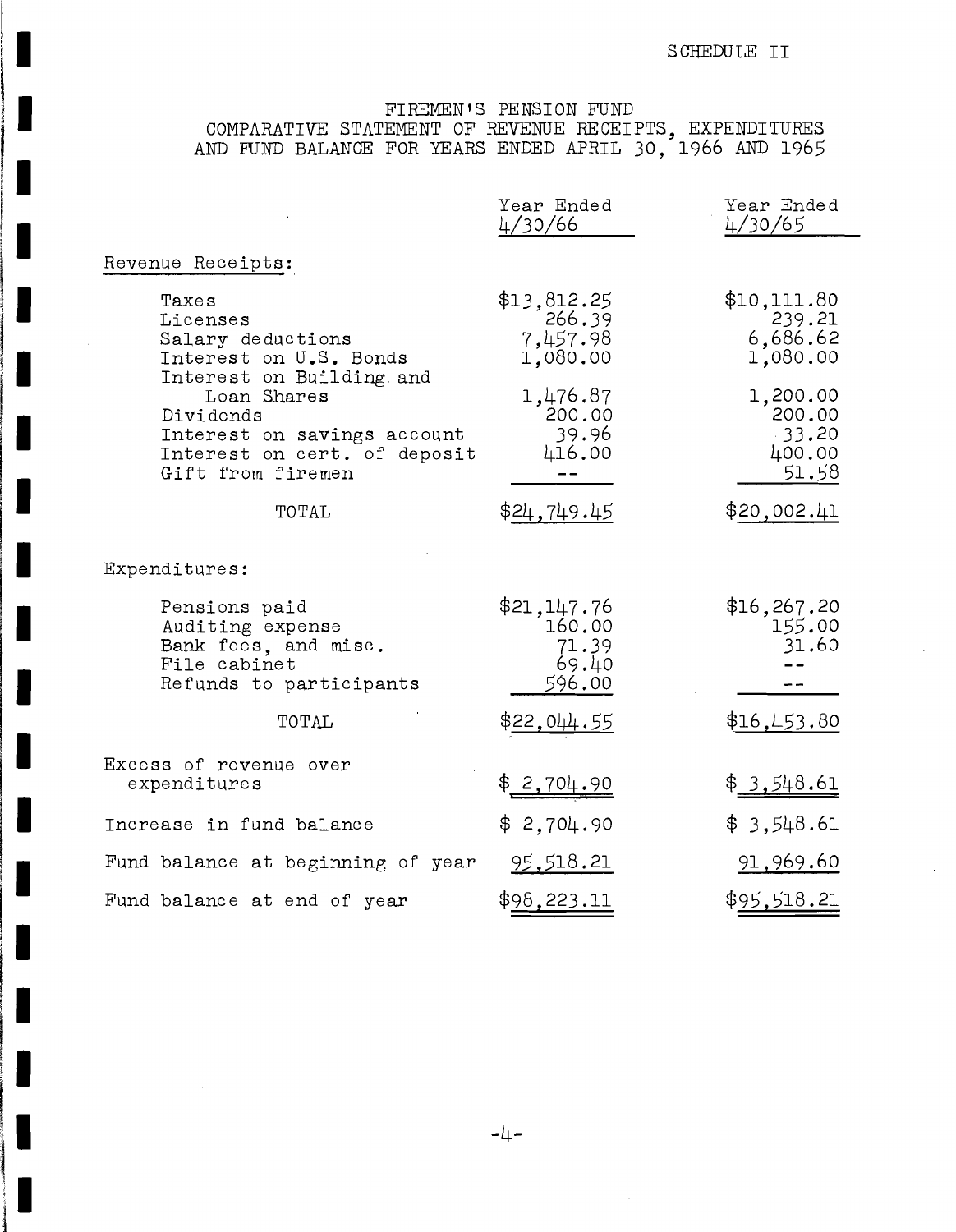SCHEDULE II

# FIREMEN'S PENSION FUND
## COMPARATIVE STATEMENT OF REVENUE RECEIPTS, EXPENDITURES AND FUND BALANCE FOR YEARS ENDED APRIL 30, 1966 AND 1965

| | Year Ended 4/30/66 | Year Ended 4/30/65 |
|---|---|---|
| **Revenue Receipts:** | | |
| Taxes | $13,812.25 | $10,111.80 |
| Licenses | 266.39 | 239.21 |
| Salary deductions | 7,457.98 | 6,686.62 |
| Interest on U.S. Bonds | 1,080.00 | 1,080.00 |
| Interest on Building and Loan Shares | 1,476.87 | 1,200.00 |
| Dividends | 200.00 | 200.00 |
| Interest on savings account | 39.96 | 33.20 |
| Interest on cert. of deposit | 416.00 | 400.00 |
| Gift from firemen | -- | 51.58 |
| TOTAL | $24,749.45 | $20,002.41 |
| **Expenditures:** | | |
| Pensions paid | $21,147.76 | $16,267.20 |
| Auditing expense | 160.00 | 155.00 |
| Bank fees, and misc. | 71.39 | 31.60 |
| File cabinet | 69.40 | -- |
| Refunds to participants | 596.00 | -- |
| TOTAL | $22,044.55 | $16,453.80 |
| Excess of revenue over expenditures | $ 2,704.90 | $ 3,548.61 |
| Increase in fund balance | $ 2,704.90 | $ 3,548.61 |
| Fund balance at beginning of year | 95,518.21 | 91,969.60 |
| Fund balance at end of year | $98,223.11 | $95,518.21 |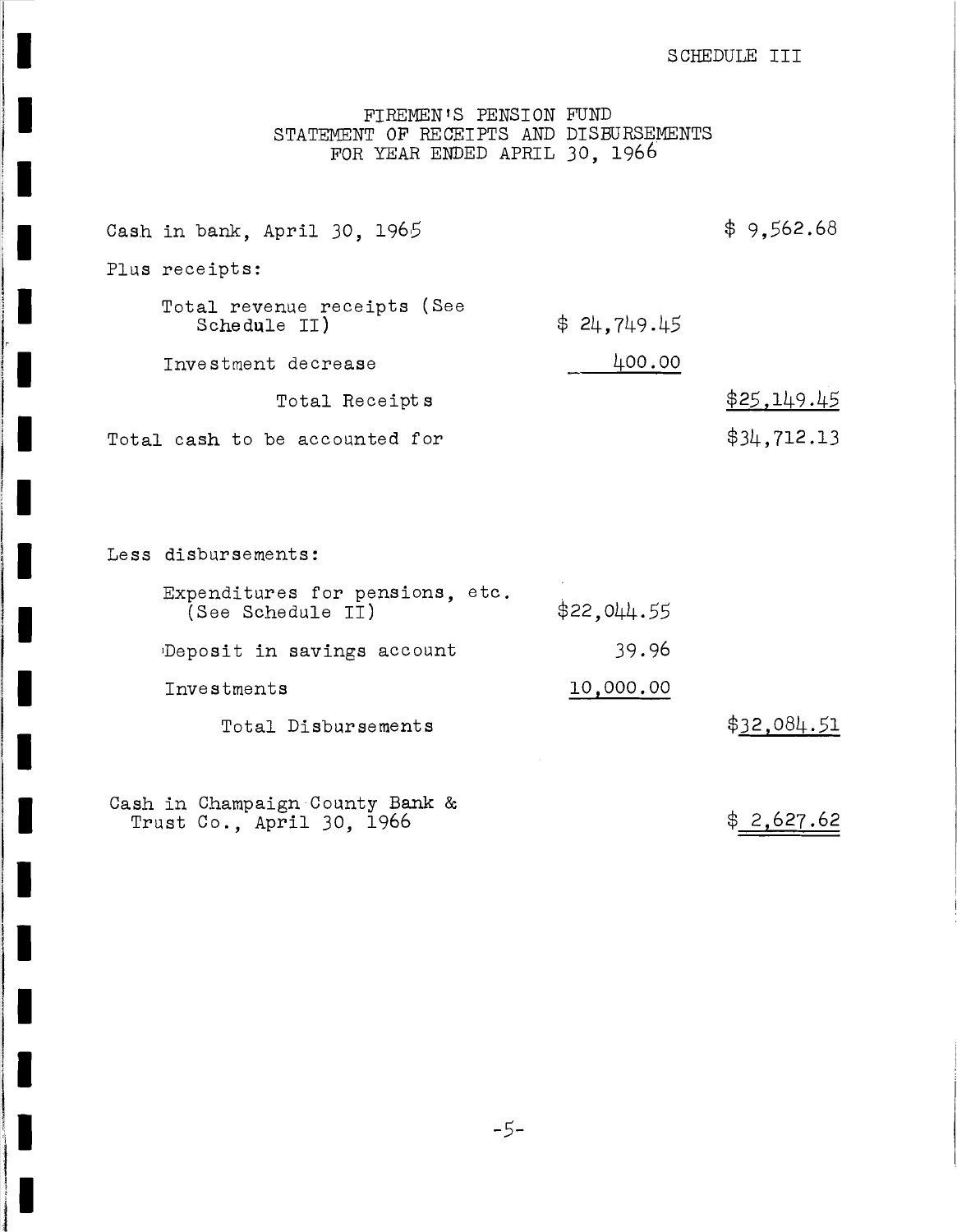SCHEDULE III

# FIREMEN'S PENSION FUND
## STATEMENT OF RECEIPTS AND DISBURSEMENTS
## FOR YEAR ENDED APRIL 30, 1966

| | | |
|---|---|---|
| Cash in bank, April 30, 1965 | | $ 9,562.68 |
| Plus receipts: | | |
| Total revenue receipts (See Schedule II) | $ 24,749.45 | |
| Investment decrease | 400.00 | |
| Total Receipts | | $25,149.45 |
| Total cash to be accounted for | | $34,712.13 |
| Less disbursements: | | |
| Expenditures for pensions, etc. (See Schedule II) | $22,044.55 | |
| Deposit in savings account | 39.96 | |
| Investments | 10,000.00 | |
| Total Disbursements | | $32,084.51 |
| Cash in Champaign County Bank & Trust Co., April 30, 1966 | | $ 2,627.62 |